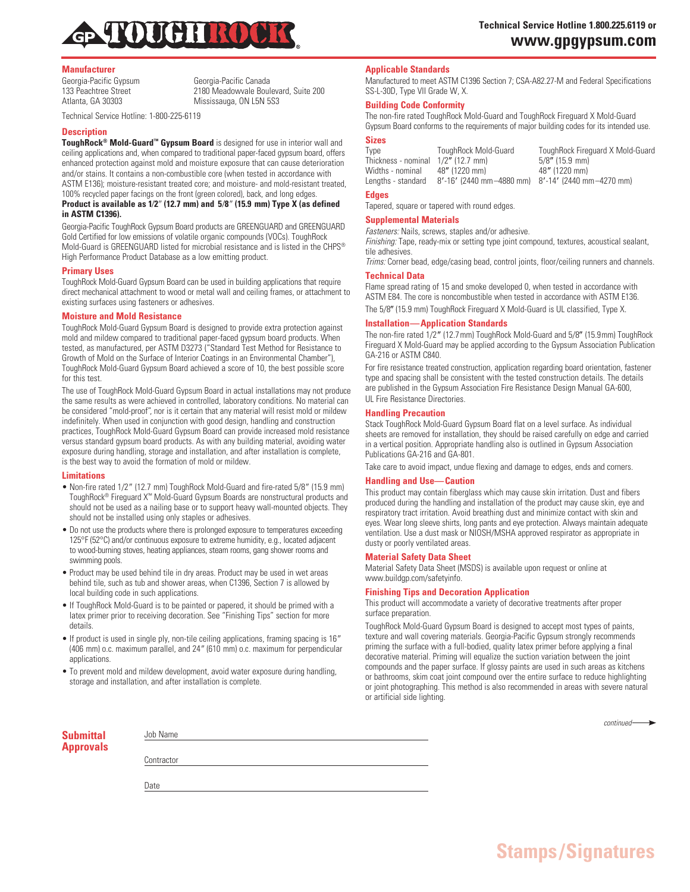# GP TOUGHROCK®

Technical Service Hotline 1.800.225.6119 or
**www.gpgypsum.com**

## Manufacturer

Georgia-Pacific Gypsum
133 Peachtree Street
Atlanta, GA 30303

Georgia-Pacific Canada
2180 Meadowvale Boulevard, Suite 200
Mississauga, ON L5N 5S3

Technical Service Hotline: 1-800-225-6119

## Description

**ToughRock® Mold-Guard™ Gypsum Board** is designed for use in interior wall and ceiling applications and, when compared to traditional paper-faced gypsum board, offers enhanced protection against mold and moisture exposure that can cause deterioration and/or stains. It contains a non-combustible core (when tested in accordance with ASTM E136); moisture-resistant treated core; and moisture- and mold-resistant treated, 100% recycled paper facings on the front (green colored), back, and long edges. **Product is available as 1/2″ (12.7 mm) and 5/8″ (15.9 mm) Type X (as defined in ASTM C1396).**

Georgia-Pacific ToughRock Gypsum Board products are GREENGUARD and GREENGUARD Gold Certified for low emissions of volatile organic compounds (VOCs). ToughRock Mold-Guard is GREENGUARD listed for microbial resistance and is listed in the CHPS® High Performance Product Database as a low emitting product.

## Primary Uses

ToughRock Mold-Guard Gypsum Board can be used in building applications that require direct mechanical attachment to wood or metal wall and ceiling frames, or attachment to existing surfaces using fasteners or adhesives.

## Moisture and Mold Resistance

ToughRock Mold-Guard Gypsum Board is designed to provide extra protection against mold and mildew compared to traditional paper-faced gypsum board products. When tested, as manufactured, per ASTM D3273 ("Standard Test Method for Resistance to Growth of Mold on the Surface of Interior Coatings in an Environmental Chamber"), ToughRock Mold-Guard Gypsum Board achieved a score of 10, the best possible score for this test.

The use of ToughRock Mold-Guard Gypsum Board in actual installations may not produce the same results as were achieved in controlled, laboratory conditions. No material can be considered "mold-proof", nor is it certain that any material will resist mold or mildew indefinitely. When used in conjunction with good design, handling and construction practices, ToughRock Mold-Guard Gypsum Board can provide increased mold resistance versus standard gypsum board products. As with any building material, avoiding water exposure during handling, storage and installation, and after installation is complete, is the best way to avoid the formation of mold or mildew.

## Limitations

- Non-fire rated 1/2″ (12.7 mm) ToughRock Mold-Guard and fire-rated 5/8″ (15.9 mm) ToughRock® Fireguard X™ Mold-Guard Gypsum Boards are nonstructural products and should not be used as a nailing base or to support heavy wall-mounted objects. They should not be installed using only staples or adhesives.
- Do not use the products where there is prolonged exposure to temperatures exceeding 125°F (52°C) and/or continuous exposure to extreme humidity, e.g., located adjacent to wood-burning stoves, heating appliances, steam rooms, gang shower rooms and swimming pools.
- Product may be used behind tile in dry areas. Product may be used in wet areas behind tile, such as tub and shower areas, when C1396, Section 7 is allowed by local building code in such applications.
- If ToughRock Mold-Guard is to be painted or papered, it should be primed with a latex primer prior to receiving decoration. See "Finishing Tips" section for more details.
- If product is used in single ply, non-tile ceiling applications, framing spacing is 16″ (406 mm) o.c. maximum parallel, and 24″ (610 mm) o.c. maximum for perpendicular applications.
- To prevent mold and mildew development, avoid water exposure during handling, storage and installation, and after installation is complete.

## Applicable Standards

Manufactured to meet ASTM C1396 Section 7; CSA-A82.27-M and Federal Specifications SS-L-30D, Type VII Grade W, X.

## Building Code Conformity

The non-fire rated ToughRock Mold-Guard and ToughRock Fireguard X Mold-Guard Gypsum Board conforms to the requirements of major building codes for its intended use.

## Sizes

| Type | ToughRock Mold-Guard | ToughRock Fireguard X Mold-Guard |
|---|---|---|
| Thickness - nominal | 1/2″ (12.7 mm) | 5/8″ (15.9 mm) |
| Widths - nominal | 48″ (1220 mm) | 48″ (1220 mm) |
| Lengths - standard | 8′-16′ (2440 mm–4880 mm) | 8′-14′ (2440 mm–4270 mm) |

## Edges

Tapered, square or tapered with round edges.

## Supplemental Materials

*Fasteners:* Nails, screws, staples and/or adhesive.

*Finishing:* Tape, ready-mix or setting type joint compound, textures, acoustical sealant, tile adhesives.

*Trims:* Corner bead, edge/casing bead, control joints, floor/ceiling runners and channels.

## Technical Data

Flame spread rating of 15 and smoke developed 0, when tested in accordance with ASTM E84. The core is noncombustible when tested in accordance with ASTM E136.

The 5/8″ (15.9 mm) ToughRock Fireguard X Mold-Guard is UL classified, Type X.

## Installation—Application Standards

The non-fire rated 1/2″ (12.7 mm) ToughRock Mold-Guard and 5/8″ (15.9 mm) ToughRock Fireguard X Mold-Guard may be applied according to the Gypsum Association Publication GA-216 or ASTM C840.

For fire resistance treated construction, application regarding board orientation, fastener type and spacing shall be consistent with the tested construction details. The details are published in the Gypsum Association Fire Resistance Design Manual GA-600, UL Fire Resistance Directories.

## Handling Precaution

Stack ToughRock Mold-Guard Gypsum Board flat on a level surface. As individual sheets are removed for installation, they should be raised carefully on edge and carried in a vertical position. Appropriate handling also is outlined in Gypsum Association Publications GA-216 and GA-801.

Take care to avoid impact, undue flexing and damage to edges, ends and corners.

## Handling and Use—Caution

This product may contain fiberglass which may cause skin irritation. Dust and fibers produced during the handling and installation of the product may cause skin, eye and respiratory tract irritation. Avoid breathing dust and minimize contact with skin and eyes. Wear long sleeve shirts, long pants and eye protection. Always maintain adequate ventilation. Use a dust mask or NIOSH/MSHA approved respirator as appropriate in dusty or poorly ventilated areas.

## Material Safety Data Sheet

Material Safety Data Sheet (MSDS) is available upon request or online at www.buildgp.com/safetyinfo.

## Finishing Tips and Decoration Application

This product will accommodate a variety of decorative treatments after proper surface preparation.

ToughRock Mold-Guard Gypsum Board is designed to accept most types of paints, texture and wall covering materials. Georgia-Pacific Gypsum strongly recommends priming the surface with a full-bodied, quality latex primer before applying a final decorative material. Priming will equalize the suction variation between the joint compounds and the paper surface. If glossy paints are used in such areas as kitchens or bathrooms, skim coat joint compound over the entire surface to reduce highlighting or joint photographing. This method is also recommended in areas with severe natural or artificial side lighting.

*continued*

## Submittal Approvals

Job Name ______________________

Contractor ______________________

Date ______________________

**Stamps/Signatures**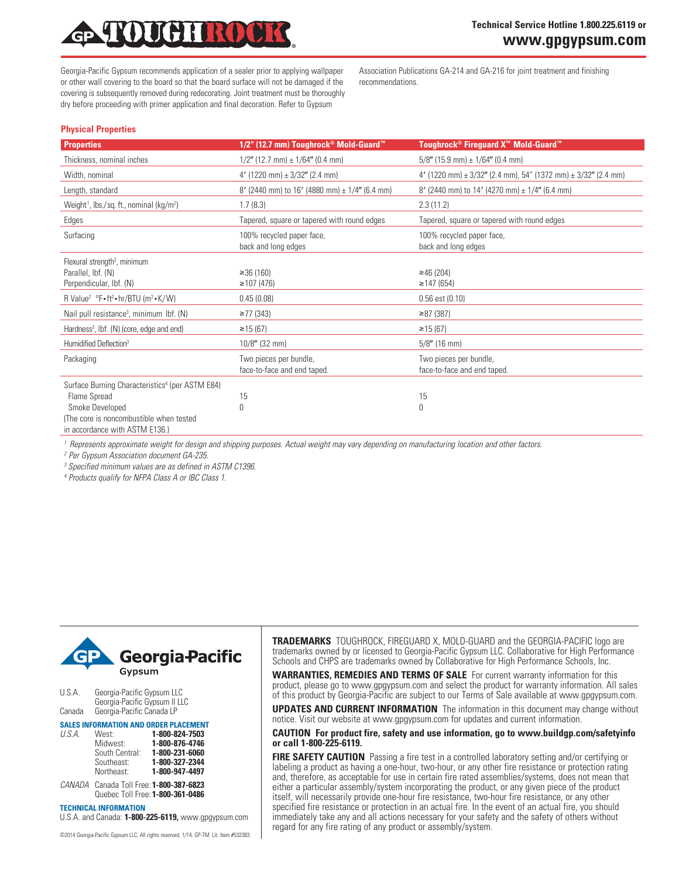Georgia-Pacific Gypsum recommends application of a sealer prior to applying wallpaper or other wall covering to the board so that the board surface will not be damaged if the covering is subsequently removed during redecorating. Joint treatment must be thoroughly dry before proceeding with primer application and final decoration. Refer to Gypsum Association Publications GA-214 and GA-216 for joint treatment and finishing recommendations.

### Physical Properties

| Properties | 1/2″ (12.7 mm) Toughrock® Mold-Guard™ | Toughrock® Fireguard X™ Mold-Guard™ |
|---|---|---|
| Thickness, nominal inches | 1/2″ (12.7 mm) ± 1/64″ (0.4 mm) | 5/8″ (15.9 mm) ± 1/64″ (0.4 mm) |
| Width, nominal | 4′ (1220 mm) ± 3/32″ (2.4 mm) | 4′ (1220 mm) ± 3/32″ (2.4 mm), 54″ (1372 mm) ± 3/32″ (2.4 mm) |
| Length, standard | 8′ (2440 mm) to 16′ (4880 mm) ± 1/4″ (6.4 mm) | 8′ (2440 mm) to 14′ (4270 mm) ± 1/4″ (6.4 mm) |
| Weight[1], lbs./sq. ft., nominal (kg/m²) | 1.7 (8.3) | 2.3 (11.2) |
| Edges | Tapered, square or tapered with round edges | Tapered, square or tapered with round edges |
| Surfacing | 100% recycled paper face, back and long edges | 100% recycled paper face, back and long edges |
| Flexural strength[3], minimum<br>Parallel, lbf. (N)<br>Perpendicular, lbf. (N) | <br>≥36 (160)<br>≥107 (476) | <br>≥46 (204)<br>≥147 (654) |
| R Value[2] °F•ft²•hr/BTU (m²•K/W) | 0.45 (0.08) | 0.56 est (0.10) |
| Nail pull resistance[3], minimum lbf. (N) | ≥77 (343) | ≥87 (387) |
| Hardness[3], lbf. (N) (core, edge and end) | ≥15 (67) | ≥15 (67) |
| Humidified Deflection[3] | 10/8″ (32 mm) | 5/8″ (16 mm) |
| Packaging | Two pieces per bundle, face-to-face and end taped. | Two pieces per bundle, face-to-face and end taped. |
| Surface Burning Characteristics[4] (per ASTM E84)<br>Flame Spread<br>Smoke Developed<br>(The core is noncombustible when tested in accordance with ASTM E136.) | <br>15<br>0 | <br>15<br>0 |

*[1] Represents approximate weight for design and shipping purposes. Actual weight may vary depending on manufacturing location and other factors.*

*[2] Per Gypsum Association document GA-235.*

*[3] Specified minimum values are as defined in ASTM C1396.*

*[4] Products qualify for NFPA Class A or IBC Class 1.*

Georgia-Pacific Gypsum

U.S.A. Georgia-Pacific Gypsum LLC
Georgia-Pacific Gypsum II LLC
Canada Georgia-Pacific Canada LP

**SALES INFORMATION AND ORDER PLACEMENT**

| | | |
|---|---|---|
| *U.S.A.* | West: | **1-800-824-7503** |
| | Midwest: | **1-800-876-4746** |
| | South Central: | **1-800-231-6060** |
| | Southeast: | **1-800-327-2344** |
| | Northeast: | **1-800-947-4497** |
| *CANADA* | Canada Toll Free: | **1-800-387-6823** |
| | Quebec Toll Free: | **1-800-361-0486** |

**TECHNICAL INFORMATION**

U.S.A. and Canada: **1-800-225-6119,** www.gpgypsum.com

©2014 Georgia-Pacific Gypsum LLC. All rights reserved. 1/14. GP-TM Lit. Item #532383.

**TRADEMARKS** TOUGHROCK, FIREGUARD X, MOLD-GUARD and the GEORGIA-PACIFIC logo are trademarks owned by or licensed to Georgia-Pacific Gypsum LLC. Collaborative for High Performance Schools and CHPS are trademarks owned by Collaborative for High Performance Schools, Inc.

**WARRANTIES, REMEDIES AND TERMS OF SALE** For current warranty information for this product, please go to www.gpgypsum.com and select the product for warranty information. All sales of this product by Georgia-Pacific are subject to our Terms of Sale available at www.gpgypsum.com.

**UPDATES AND CURRENT INFORMATION** The information in this document may change without notice. Visit our website at www.gpgypsum.com for updates and current information.

**CAUTION For product fire, safety and use information, go to www.buildgp.com/safetyinfo or call 1-800-225-6119.**

**FIRE SAFETY CAUTION** Passing a fire test in a controlled laboratory setting and/or certifying or labeling a product as having a one-hour, two-hour, or any other fire resistance or protection rating and, therefore, as acceptable for use in certain fire rated assemblies/systems, does not mean that either a particular assembly/system incorporating the product, or any given piece of the product itself, will necessarily provide one-hour fire resistance, two-hour fire resistance, or any other specified fire resistance or protection in an actual fire. In the event of an actual fire, you should immediately take any and all actions necessary for your safety and the safety of others without regard for any fire rating of any product or assembly/system.